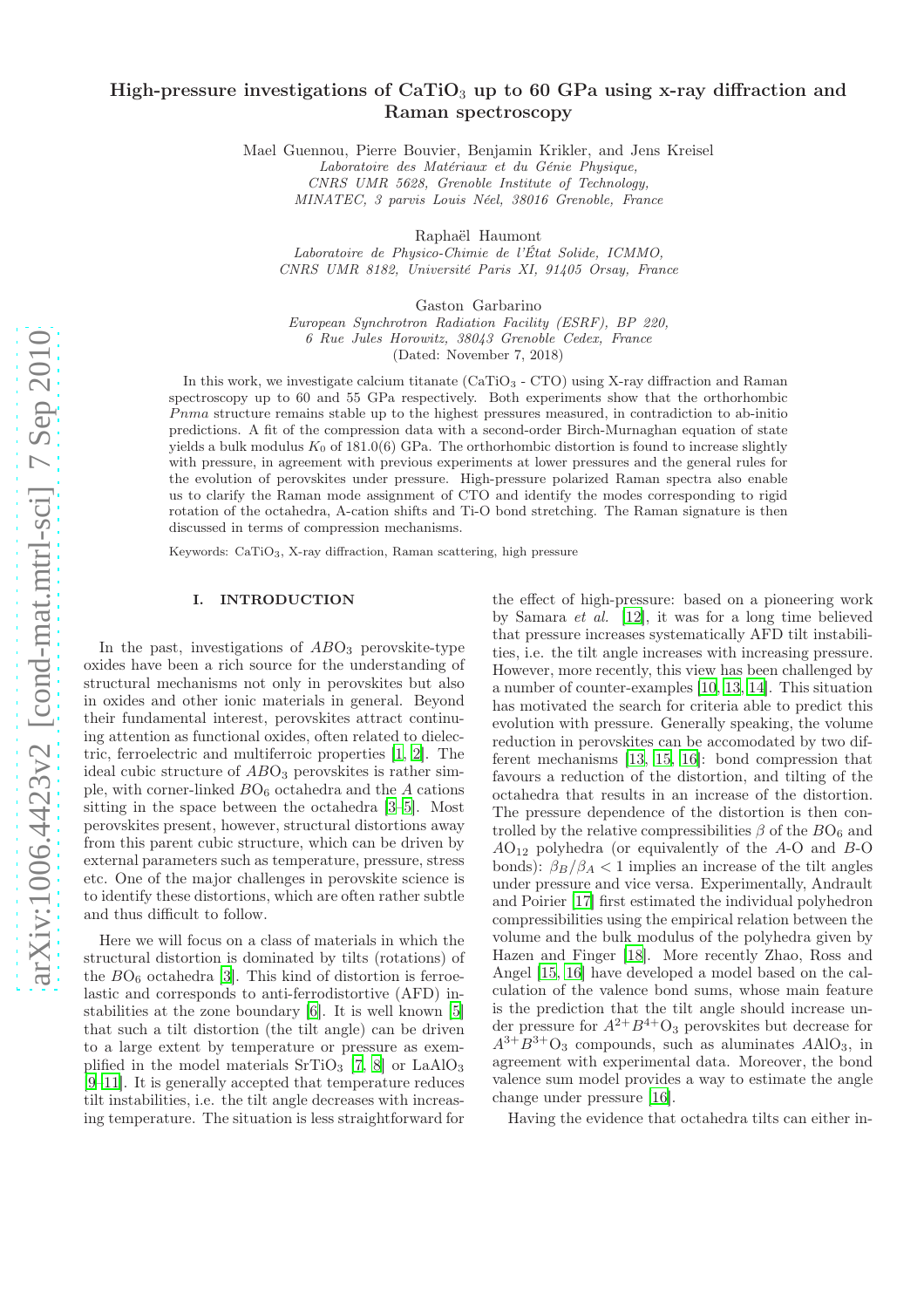# High-pressure investigations of $CaTiO_3$ up to 60 GPa using x-ray diffraction and Raman spectroscopy

Mael Guennou, Pierre Bouvier, Benjamin Krikler, and Jens Kreisel

*Laboratoire des Matériaux et du Génie Physique, CNRS UMR 5628, Grenoble Institute of Technology, MINATEC, 3 parvis Louis Néel, 38016 Grenoble, France*

Raphaël Haumont

*Laboratoire de Physico-Chimie de l'État Solide, ICMMO, CNRS UMR 8182, Université Paris XI, 91405 Orsay, France*

Gaston Garbarino

*European Synchrotron Radiation Facility (ESRF), BP 220, 6 Rue Jules Horowitz, 38043 Grenoble Cedex, France*

(Dated: November 7, 2018)

In this work, we investigate calcium titanate ($CaTiO_3$ - CTO) using X-ray diffraction and Raman spectroscopy up to 60 and 55 GPa respectively. Both experiments show that the orthorhombic *Pnma* structure remains stable up to the highest pressures measured, in contradiction to ab-initio predictions. A fit of the compression data with a second-order Birch-Murnaghan equation of state yields a bulk modulus $K_0$ of 181.0(6) GPa. The orthorhombic distortion is found to increase slightly with pressure, in agreement with previous experiments at lower pressures and the general rules for the evolution of perovskites under pressure. High-pressure polarized Raman spectra also enable us to clarify the Raman mode assignment of CTO and identify the modes corresponding to rigid rotation of the octahedra, A-cation shifts and Ti-O bond stretching. The Raman signature is then discussed in terms of compression mechanisms.

Keywords: $CaTiO_3$, X-ray diffraction, Raman scattering, high pressure

## I. INTRODUCTION

In the past, investigations of $ABO_3$ perovskite-type oxides have been a rich source for the understanding of structural mechanisms not only in perovskites but also in oxides and other ionic materials in general. Beyond their fundamental interest, perovskites attract continuing attention as functional oxides, often related to dielectric, ferroelectric and multiferroic properties [1, 2]. The ideal cubic structure of $ABO_3$ perovskites is rather simple, with corner-linked $BO_6$ octahedra and the $A$ cations sitting in the space between the octahedra [3–5]. Most perovskites present, however, structural distortions away from this parent cubic structure, which can be driven by external parameters such as temperature, pressure, stress etc. One of the major challenges in perovskite science is to identify these distortions, which are often rather subtle and thus difficult to follow.

Here we will focus on a class of materials in which the structural distortion is dominated by tilts (rotations) of the $BO_6$ octahedra [3]. This kind of distortion is ferroelastic and corresponds to anti-ferrodistortive (AFD) instabilities at the zone boundary [6]. It is well known [5] that such a tilt distortion (the tilt angle) can be driven to a large extent by temperature or pressure as exemplified in the model materials $SrTiO_3$ [7, 8] or $LaAlO_3$ [9–11]. It is generally accepted that temperature reduces tilt instabilities, i.e. the tilt angle decreases with increasing temperature. The situation is less straightforward for the effect of high-pressure: based on a pioneering work by Samara *et al.* [12], it was for a long time believed that pressure increases systematically AFD tilt instabilities, i.e. the tilt angle increases with increasing pressure. However, more recently, this view has been challenged by a number of counter-examples [10, 13, 14]. This situation has motivated the search for criteria able to predict this evolution with pressure. Generally speaking, the volume reduction in perovskites can be accomodated by two different mechanisms [13, 15, 16]: bond compression that favours a reduction of the distortion, and tilting of the octahedra that results in an increase of the distortion. The pressure dependence of the distortion is then controlled by the relative compressibilities $\beta$ of the $BO_6$ and $AO_{12}$ polyhedra (or equivalently of the $A$-O and $B$-O bonds): $\beta_B/\beta_A < 1$ implies an increase of the tilt angles under pressure and vice versa. Experimentally, Andrault and Poirier [17] first estimated the individual polyhedron compressibilities using the empirical relation between the volume and the bulk modulus of the polyhedra given by Hazen and Finger [18]. More recently Zhao, Ross and Angel [15, 16] have developed a model based on the calculation of the valence bond sums, whose main feature is the prediction that the tilt angle should increase under pressure for $A^{2+}B^{4+}O_3$ perovskites but decrease for $A^{3+}B^{3+}O_3$ compounds, such as aluminates $AAlO_3$, in agreement with experimental data. Moreover, the bond valence sum model provides a way to estimate the angle change under pressure [16].

Having the evidence that octahedra tilts can either in-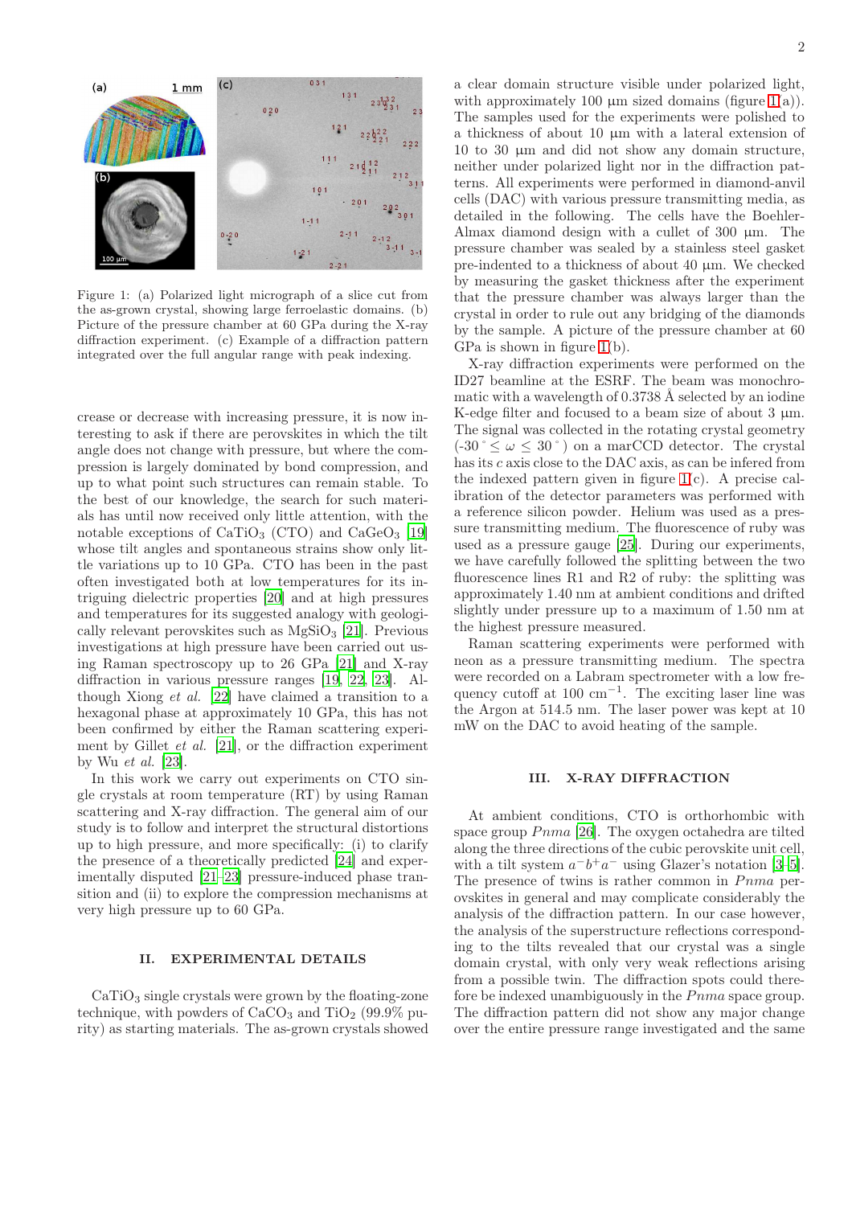Figure 1: (a) Polarized light micrograph of a slice cut from the as-grown crystal, showing large ferroelastic domains. (b) Picture of the pressure chamber at 60 GPa during the X-ray diffraction experiment. (c) Example of a diffraction pattern integrated over the full angular range with peak indexing.

crease or decrease with increasing pressure, it is now interesting to ask if there are perovskites in which the tilt angle does not change with pressure, but where the compression is largely dominated by bond compression, and up to what point such structures can remain stable. To the best of our knowledge, the search for such materials has until now received only little attention, with the notable exceptions of $CaTiO_3$ (CTO) and $CaGeO_3$ [19] whose tilt angles and spontaneous strains show only little variations up to 10 GPa. CTO has been in the past often investigated both at low temperatures for its intriguing dielectric properties [20] and at high pressures and temperatures for its suggested analogy with geologically relevant perovskites such as $MgSiO_3$ [21]. Previous investigations at high pressure have been carried out using Raman spectroscopy up to 26 GPa [21] and X-ray diffraction in various pressure ranges [19, 22, 23]. Although Xiong *et al.* [22] have claimed a transition to a hexagonal phase at approximately 10 GPa, this has not been confirmed by either the Raman scattering experiment by Gillet *et al.* [21], or the diffraction experiment by Wu *et al.* [23].

In this work we carry out experiments on CTO single crystals at room temperature (RT) by using Raman scattering and X-ray diffraction. The general aim of our study is to follow and interpret the structural distortions up to high pressure, and more specifically: (i) to clarify the presence of a theoretically predicted [24] and experimentally disputed [21–23] pressure-induced phase transition and (ii) to explore the compression mechanisms at very high pressure up to 60 GPa.

## II. EXPERIMENTAL DETAILS

$CaTiO_3$ single crystals were grown by the floating-zone technique, with powders of $CaCO_3$ and $TiO_2$ (99.9% purity) as starting materials. The as-grown crystals showed a clear domain structure visible under polarized light, with approximately 100 µm sized domains (figure 1(a)). The samples used for the experiments were polished to a thickness of about 10 µm with a lateral extension of 10 to 30 µm and did not show any domain structure, neither under polarized light nor in the diffraction patterns. All experiments were performed in diamond-anvil cells (DAC) with various pressure transmitting media, as detailed in the following. The cells have the Boehler-Almax diamond design with a cullet of 300 µm. The pressure chamber was sealed by a stainless steel gasket pre-indented to a thickness of about 40 µm. We checked by measuring the gasket thickness after the experiment that the pressure chamber was always larger than the crystal in order to rule out any bridging of the diamonds by the sample. A picture of the pressure chamber at 60 GPa is shown in figure 1(b).

X-ray diffraction experiments were performed on the ID27 beamline at the ESRF. The beam was monochromatic with a wavelength of 0.3738 Å selected by an iodine K-edge filter and focused to a beam size of about 3 µm. The signal was collected in the rotating crystal geometry ($-30^\circ \leq \omega \leq 30^\circ$) on a marCCD detector. The crystal has its $c$ axis close to the DAC axis, as can be infered from the indexed pattern given in figure 1(c). A precise calibration of the detector parameters was performed with a reference silicon powder. Helium was used as a pressure transmitting medium. The fluorescence of ruby was used as a pressure gauge [25]. During our experiments, we have carefully followed the splitting between the two fluorescence lines R1 and R2 of ruby: the splitting was approximately 1.40 nm at ambient conditions and drifted slightly under pressure up to a maximum of 1.50 nm at the highest pressure measured.

Raman scattering experiments were performed with neon as a pressure transmitting medium. The spectra were recorded on a Labram spectrometer with a low frequency cutoff at 100 cm$^{-1}$. The exciting laser line was the Argon at 514.5 nm. The laser power was kept at 10 mW on the DAC to avoid heating of the sample.

## III. X-RAY DIFFRACTION

At ambient conditions, CTO is orthorhombic with space group *Pnma* [26]. The oxygen octahedra are tilted along the three directions of the cubic perovskite unit cell, with a tilt system $a^-b^+a^-$ using Glazer's notation [3–5]. The presence of twins is rather common in *Pnma* perovskites in general and may complicate considerably the analysis of the diffraction pattern. In our case however, the analysis of the superstructure reflections corresponding to the tilts revealed that our crystal was a single domain crystal, with only very weak reflections arising from a possible twin. The diffraction spots could therefore be indexed unambiguously in the *Pnma* space group. The diffraction pattern did not show any major change over the entire pressure range investigated and the same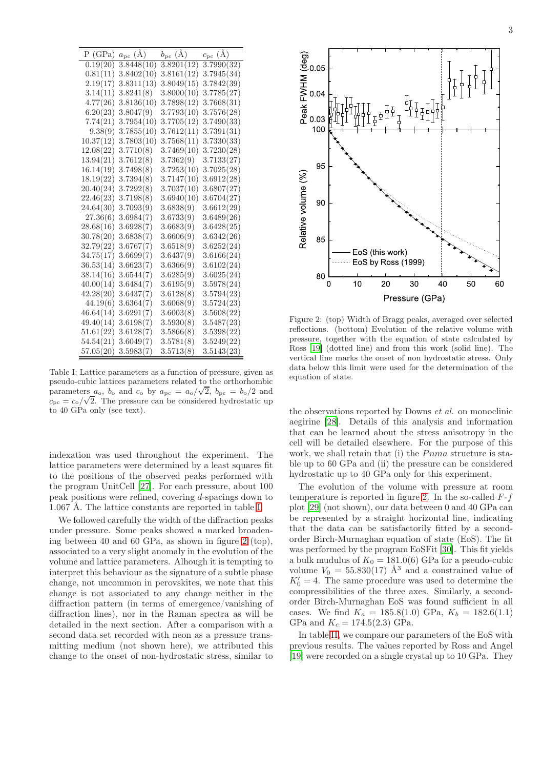| P (GPa) | $a_{\rm pc}$ (Å) | $b_{\rm pc}$ (Å) | $c_{\rm pc}$ (Å) |
|---|---|---|---|
| 0.19(20) | 3.8448(10) | 3.8201(12) | 3.7990(32) |
| 0.81(11) | 3.8402(10) | 3.8161(12) | 3.7945(34) |
| 2.19(17) | 3.8311(13) | 3.8049(15) | 3.7842(39) |
| 3.14(11) | 3.8241(8) | 3.8000(10) | 3.7785(27) |
| 4.77(26) | 3.8136(10) | 3.7898(12) | 3.7668(31) |
| 6.20(23) | 3.8047(9) | 3.7793(10) | 3.7576(28) |
| 7.74(21) | 3.7954(10) | 3.7705(12) | 3.7490(33) |
| 9.38(9) | 3.7855(10) | 3.7612(11) | 3.7391(31) |
| 10.37(12) | 3.7803(10) | 3.7568(11) | 3.7330(33) |
| 12.08(22) | 3.7710(8) | 3.7469(10) | 3.7230(28) |
| 13.94(21) | 3.7612(8) | 3.7362(9) | 3.7133(27) |
| 16.14(19) | 3.7498(8) | 3.7253(10) | 3.7025(28) |
| 18.19(22) | 3.7394(8) | 3.7147(10) | 3.6912(28) |
| 20.40(24) | 3.7292(8) | 3.7037(10) | 3.6807(27) |
| 22.46(23) | 3.7198(8) | 3.6940(10) | 3.6704(27) |
| 24.64(30) | 3.7093(9) | 3.6838(9) | 3.6612(29) |
| 27.36(6) | 3.6984(7) | 3.6733(9) | 3.6489(26) |
| 28.68(16) | 3.6928(7) | 3.6683(9) | 3.6428(25) |
| 30.78(20) | 3.6838(7) | 3.6606(9) | 3.6342(26) |
| 32.79(22) | 3.6767(7) | 3.6518(9) | 3.6252(24) |
| 34.75(17) | 3.6699(7) | 3.6437(9) | 3.6166(24) |
| 36.53(14) | 3.6623(7) | 3.6366(9) | 3.6102(24) |
| 38.14(16) | 3.6544(7) | 3.6285(9) | 3.6025(24) |
| 40.00(14) | 3.6484(7) | 3.6195(9) | 3.5978(24) |
| 42.28(20) | 3.6437(7) | 3.6128(8) | 3.5794(23) |
| 44.19(6) | 3.6364(7) | 3.6068(9) | 3.5724(23) |
| 46.64(14) | 3.6291(7) | 3.6003(8) | 3.5608(22) |
| 49.40(14) | 3.6198(7) | 3.5930(8) | 3.5487(23) |
| 51.61(22) | 3.6128(7) | 3.5866(8) | 3.5398(22) |
| 54.54(21) | 3.6049(7) | 3.5781(8) | 3.5249(22) |
| 57.05(20) | 3.5983(7) | 3.5713(8) | 3.5143(23) |

Table I: Lattice parameters as a function of pressure, given as pseudo-cubic lattices parameters related to the orthorhombic parameters $a_o$, $b_o$ and $c_o$ by $a_{\rm pc} = a_o/\sqrt{2}$, $b_{\rm pc} = b_o/2$ and $c_{\rm pc} = c_o/\sqrt{2}$. The pressure can be considered hydrostatic up to 40 GPa only (see text).

indexation was used throughout the experiment. The lattice parameters were determined by a least squares fit to the positions of the observed peaks performed with the program UnitCell [27]. For each pressure, about 100 peak positions were refined, covering $d$-spacings down to 1.067 Å. The lattice constants are reported in table I.

We followed carefully the width of the diffraction peaks under pressure. Some peaks showed a marked broadening between 40 and 60 GPa, as shown in figure 2 (top), associated to a very slight anomaly in the evolution of the volume and lattice parameters. Alhough it is tempting to interpret this behaviour as the signature of a subtle phase change, not uncommon in perovskites, we note that this change is not associated to any change neither in the diffraction pattern (in terms of emergence/vanishing of diffraction lines), nor in the Raman spectra as will be detailed in the next section. After a comparison with a second data set recorded with neon as a pressure transmitting medium (not shown here), we attributed this change to the onset of non-hydrostatic stress, similar to the observations reported by Downs *et al.* on monoclinic aegirine [28]. Details of this analysis and information that can be learned about the stress anisotropy in the cell will be detailed elsewhere. For the purpose of this work, we shall retain that (i) the $Pnma$ structure is stable up to 60 GPa and (ii) the pressure can be considered hydrostatic up to 40 GPa only for this experiment.

Figure 2: (top) Width of Bragg peaks, averaged over selected reflections. (bottom) Evolution of the relative volume with pressure, together with the equation of state calculated by Ross [19] (dotted line) and from this work (solid line). The vertical line marks the onset of non hydrostatic stress. Only data below this limit were used for the determination of the equation of state.

The evolution of the volume with pressure at room temperature is reported in figure 2. In the so-called $F$-$f$ plot [29] (not shown), our data between 0 and 40 GPa can be represented by a straight horizontal line, indicating that the data can be satisfactorily fitted by a second-order Birch-Murnaghan equation of state (EoS). The fit was performed by the program EoSFit [30]. This fit yields a bulk modulus of $K_0 = 181.0(6)$ GPa for a pseudo-cubic volume $V_0 = 55.830(17)$ Å$^3$ and a constrained value of $K_0' = 4$. The same procedure was used to determine the compressibilities of the three axes. Similarly, a second-order Birch-Murnaghan EoS was found sufficient in all cases. We find $K_a = 185.8(1.0)$ GPa, $K_b = 182.6(1.1)$ GPa and $K_c = 174.5(2.3)$ GPa.

In table II, we compare our parameters of the EoS with previous results. The values reported by Ross and Angel [19] were recorded on a single crystal up to 10 GPa. They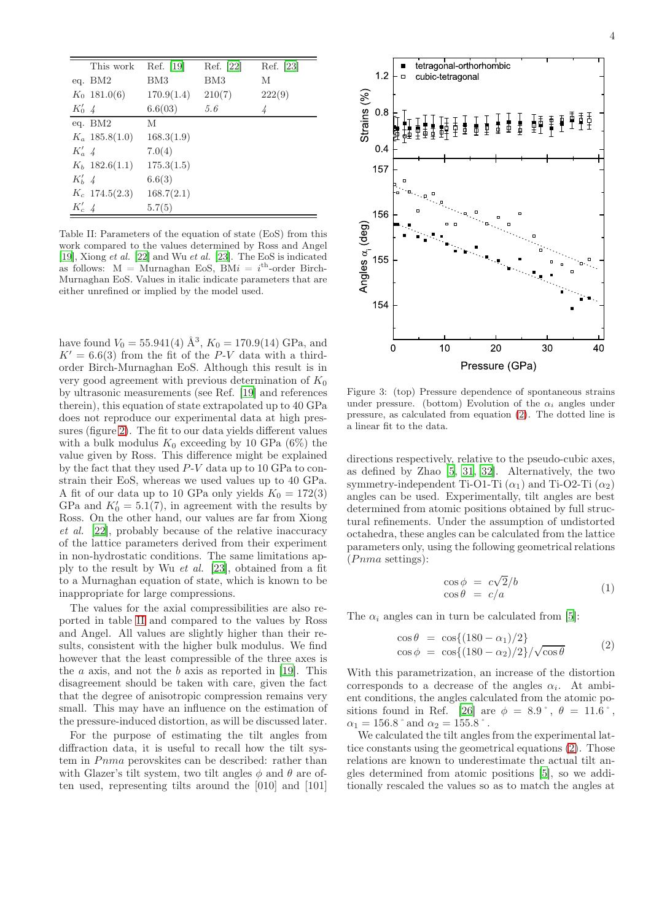| | This work | Ref. [19] | Ref. [22] | Ref. [23] |
|---|---|---|---|---|
| eq. | BM2 | BM3 | BM3 | M |
| $K_0$ | 181.0(6) | 170.9(1.4) | 210(7) | 222(9) |
| $K'_0$ | *4* | 6.6(03) | *5.6* | *4* |
| eq. | BM2 | M | | |
| $K_a$ | 185.8(1.0) | 168.3(1.9) | | |
| $K'_a$ | *4* | 7.0(4) | | |
| $K_b$ | 182.6(1.1) | 175.3(1.5) | | |
| $K'_b$ | *4* | 6.6(3) | | |
| $K_c$ | 174.5(2.3) | 168.7(2.1) | | |
| $K'_c$ | *4* | 5.7(5) | | |

Table II: Parameters of the equation of state (EoS) from this work compared to the values determined by Ross and Angel [19], Xiong *et al.* [22] and Wu *et al.* [23]. The EoS is indicated as follows: M = Murnaghan EoS, BM$i$ = $i^{\text{th}}$-order Birch-Murnaghan EoS. Values in italic indicate parameters that are either unrefined or implied by the model used.

have found $V_0 = 55.941(4)$ Å$^3$, $K_0 = 170.9(14)$ GPa, and $K' = 6.6(3)$ from the fit of the $P$-$V$ data with a third-order Birch-Murnaghan EoS. Although this result is in very good agreement with previous determination of $K_0$ by ultrasonic measurements (see Ref. [19] and references therein), this equation of state extrapolated up to 40 GPa does not reproduce our experimental data at high pressures (figure 2). The fit to our data yields different values with a bulk modulus $K_0$ exceeding by 10 GPa (6%) the value given by Ross. This difference might be explained by the fact that they used $P$-$V$ data up to 10 GPa to constrain their EoS, whereas we used values up to 40 GPa. A fit of our data up to 10 GPa only yields $K_0 = 172(3)$ GPa and $K'_0 = 5.1(7)$, in agreement with the results by Ross. On the other hand, our values are far from Xiong *et al.* [22], probably because of the relative inaccuracy of the lattice parameters derived from their experiment in non-hydrostatic conditions. The same limitations apply to the result by Wu *et al.* [23], obtained from a fit to a Murnaghan equation of state, which is known to be inappropriate for large compressions.

The values for the axial compressibilities are also reported in table II and compared to the values by Ross and Angel. All values are slightly higher than their results, consistent with the higher bulk modulus. We find however that the least compressible of the three axes is the $a$ axis, and not the $b$ axis as reported in [19]. This disagreement should be taken with care, given the fact that the degree of anisotropic compression remains very small. This may have an influence on the estimation of the pressure-induced distortion, as will be discussed later.

For the purpose of estimating the tilt angles from diffraction data, it is useful to recall how the tilt system in $Pnma$ perovskites can be described: rather than with Glazer's tilt system, two tilt angles $\phi$ and $\theta$ are often used, representing tilts around the [010] and [101] directions respectively, relative to the pseudo-cubic axes, as defined by Zhao [5, 31, 32]. Alternatively, the two symmetry-independent Ti-O1-Ti ($\alpha_1$) and Ti-O2-Ti ($\alpha_2$) angles can be used. Experimentally, tilt angles are best determined from atomic positions obtained by full structural refinements. Under the assumption of undistorted octahedra, these angles can be calculated from the lattice parameters only, using the following geometrical relations ($Pnma$ settings):

$$\begin{aligned} \cos\phi &= c\sqrt{2}/b \\ \cos\theta &= c/a \end{aligned} \tag{1}$$

The $\alpha_i$ angles can in turn be calculated from [5]:

$$\begin{aligned} \cos\theta &= \cos\{(180-\alpha_1)/2\} \\ \cos\phi &= \cos\{(180-\alpha_2)/2\}/\sqrt{\cos\theta} \end{aligned} \tag{2}$$

With this parametrization, an increase of the distortion corresponds to a decrease of the angles $\alpha_i$. At ambient conditions, the angles calculated from the atomic positions found in Ref. [26] are $\phi = 8.9^\circ$, $\theta = 11.6^\circ$, $\alpha_1 = 156.8^\circ$ and $\alpha_2 = 155.8^\circ$.

We calculated the tilt angles from the experimental lattice constants using the geometrical equations (2). Those relations are known to underestimate the actual tilt angles determined from atomic positions [5], so we additionally rescaled the values so as to match the angles at

Figure 3: (top) Pressure dependence of spontaneous strains under pressure. (bottom) Evolution of the $\alpha_i$ angles under pressure, as calculated from equation (2). The dotted line is a linear fit to the data.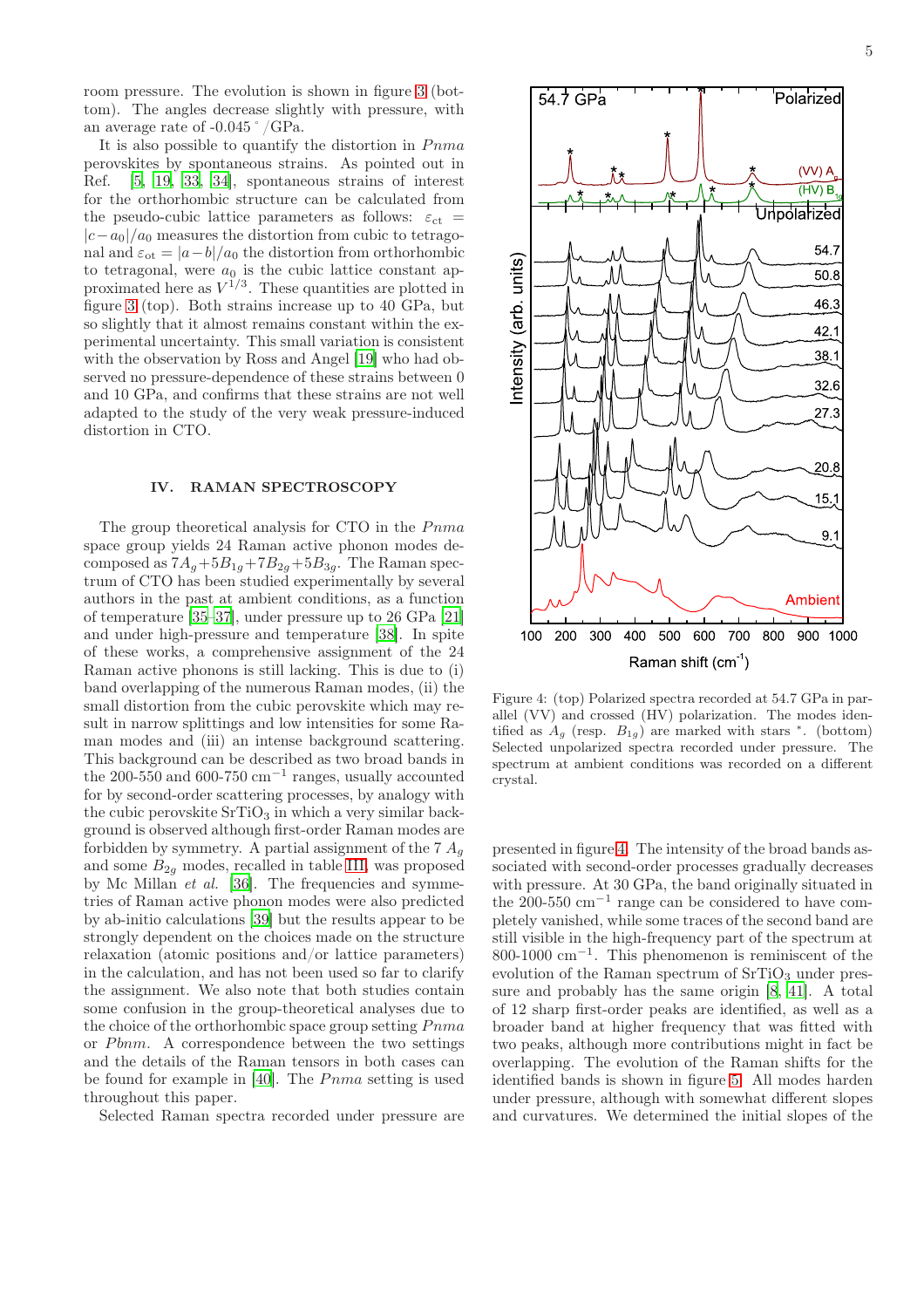room pressure. The evolution is shown in figure 3 (bottom). The angles decrease slightly with pressure, with an average rate of -0.045 $^\circ$ /GPa.

It is also possible to quantify the distortion in $Pnma$ perovskites by spontaneous strains. As pointed out in Ref. [5, 19, 33, 34], spontaneous strains of interest for the orthorhombic structure can be calculated from the pseudo-cubic lattice parameters as follows: $\varepsilon_{ct} = |c - a_0|/a_0$ measures the distortion from cubic to tetragonal and $\varepsilon_{ot} = |a - b|/a_0$ the distortion from orthorhombic to tetragonal, were $a_0$ is the cubic lattice constant approximated here as $V^{1/3}$. These quantities are plotted in figure 3 (top). Both strains increase up to 40 GPa, but so slightly that it almost remains constant within the experimental uncertainty. This small variation is consistent with the observation by Ross and Angel [19] who had observed no pressure-dependence of these strains between 0 and 10 GPa, and confirms that these strains are not well adapted to the study of the very weak pressure-induced distortion in CTO.

## IV. RAMAN SPECTROSCOPY

The group theoretical analysis for CTO in the $Pnma$ space group yields 24 Raman active phonon modes decomposed as $7A_g+5B_{1g}+7B_{2g}+5B_{3g}$. The Raman spectrum of CTO has been studied experimentally by several authors in the past at ambient conditions, as a function of temperature [35–37], under pressure up to 26 GPa [21] and under high-pressure and temperature [38]. In spite of these works, a comprehensive assignment of the 24 Raman active phonons is still lacking. This is due to (i) band overlapping of the numerous Raman modes, (ii) the small distortion from the cubic perovskite which may result in narrow splittings and low intensities for some Raman modes and (iii) an intense background scattering. This background can be described as two broad bands in the 200-550 and 600-750 cm$^{-1}$ ranges, usually accounted for by second-order scattering processes, by analogy with the cubic perovskite $SrTiO_3$ in which a very similar background is observed although first-order Raman modes are forbidden by symmetry. A partial assignment of the 7 $A_g$ and some $B_{2g}$ modes, recalled in table III, was proposed by Mc Millan *et al.* [36]. The frequencies and symmetries of Raman active phonon modes were also predicted by ab-initio calculations [39] but the results appear to be strongly dependent on the choices made on the structure relaxation (atomic positions and/or lattice parameters) in the calculation, and has not been used so far to clarify the assignment. We also note that both studies contain some confusion in the group-theoretical analyses due to the choice of the orthorhombic space group setting $Pnma$ or $Pbnm$. A correspondence between the two settings and the details of the Raman tensors in both cases can be found for example in [40]. The $Pnma$ setting is used throughout this paper.

Selected Raman spectra recorded under pressure are presented in figure 4. The intensity of the broad bands associated with second-order processes gradually decreases with pressure. At 30 GPa, the band originally situated in the 200-550 cm$^{-1}$ range can be considered to have completely vanished, while some traces of the second band are still visible in the high-frequency part of the spectrum at 800-1000 cm$^{-1}$. This phenomenon is reminiscent of the evolution of the Raman spectrum of $SrTiO_3$ under pressure and probably has the same origin [8, 41]. A total of 12 sharp first-order peaks are identified, as well as a broader band at higher frequency that was fitted with two peaks, although more contributions might in fact be overlapping. The evolution of the Raman shifts for the identified bands is shown in figure 5. All modes harden under pressure, although with somewhat different slopes and curvatures. We determined the initial slopes of the

Figure 4: (top) Polarized spectra recorded at 54.7 GPa in parallel (VV) and crossed (HV) polarization. The modes identified as $A_g$ (resp. $B_{1g}$) are marked with stars $^*$. (bottom) Selected unpolarized spectra recorded under pressure. The spectrum at ambient conditions was recorded on a different crystal.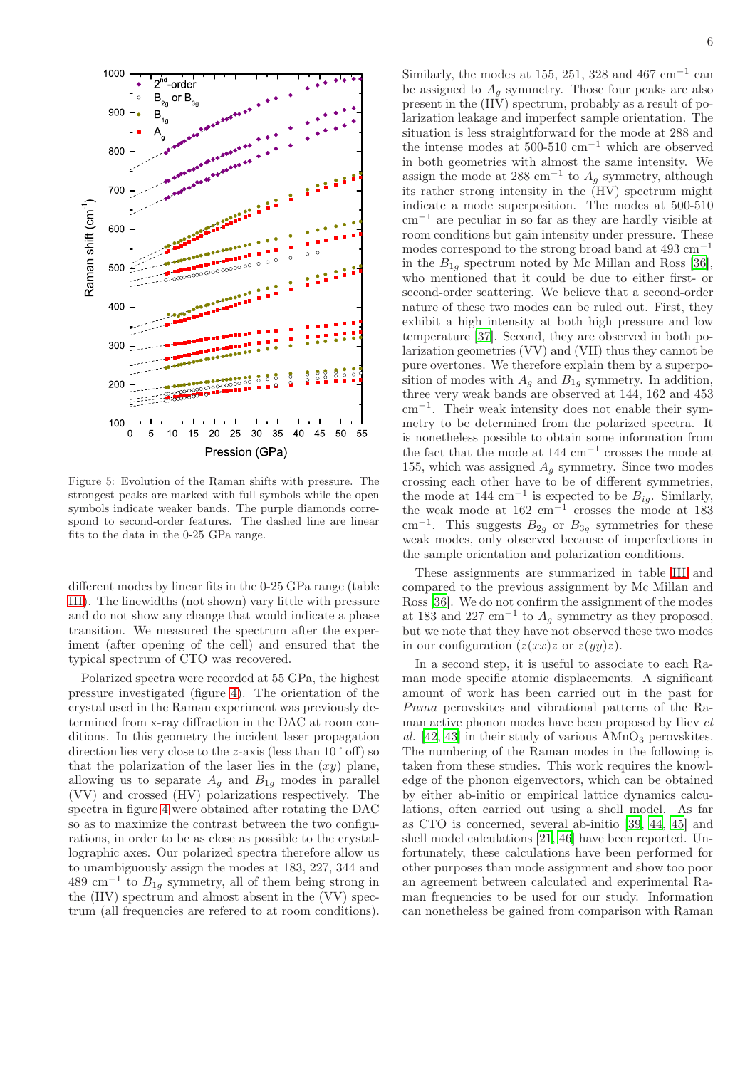Figure 5: Evolution of the Raman shifts with pressure. The strongest peaks are marked with full symbols while the open symbols indicate weaker bands. The purple diamonds correspond to second-order features. The dashed line are linear fits to the data in the 0-25 GPa range.

different modes by linear fits in the 0-25 GPa range (table III). The linewidths (not shown) vary little with pressure and do not show any change that would indicate a phase transition. We measured the spectrum after the experiment (after opening of the cell) and ensured that the typical spectrum of CTO was recovered.

Polarized spectra were recorded at 55 GPa, the highest pressure investigated (figure 4). The orientation of the crystal used in the Raman experiment was previously determined from x-ray diffraction in the DAC at room conditions. In this geometry the incident laser propagation direction lies very close to the $z$-axis (less than 10 ° off) so that the polarization of the laser lies in the $(xy)$ plane, allowing us to separate $A_g$ and $B_{1g}$ modes in parallel (VV) and crossed (HV) polarizations respectively. The spectra in figure 4 were obtained after rotating the DAC so as to maximize the contrast between the two configurations, in order to be as close as possible to the crystallographic axes. Our polarized spectra therefore allow us to unambiguously assign the modes at 183, 227, 344 and 489 cm$^{-1}$ to $B_{1g}$ symmetry, all of them being strong in the (HV) spectrum and almost absent in the (VV) spectrum (all frequencies are refered to at room conditions). Similarly, the modes at 155, 251, 328 and 467 cm$^{-1}$ can be assigned to $A_g$ symmetry. Those four peaks are also present in the (HV) spectrum, probably as a result of polarization leakage and imperfect sample orientation. The situation is less straightforward for the mode at 288 and the intense modes at 500-510 cm$^{-1}$ which are observed in both geometries with almost the same intensity. We assign the mode at 288 cm$^{-1}$ to $A_g$ symmetry, although its rather strong intensity in the (HV) spectrum might indicate a mode superposition. The modes at 500-510 cm$^{-1}$ are peculiar in so far as they are hardly visible at room conditions but gain intensity under pressure. These modes correspond to the strong broad band at 493 cm$^{-1}$ in the $B_{1g}$ spectrum noted by Mc Millan and Ross [36], who mentioned that it could be due to either first- or second-order scattering. We believe that a second-order nature of these two modes can be ruled out. First, they exhibit a high intensity at both high pressure and low temperature [37]. Second, they are observed in both polarization geometries (VV) and (VH) thus they cannot be pure overtones. We therefore explain them by a superposition of modes with $A_g$ and $B_{1g}$ symmetry. In addition, three very weak bands are observed at 144, 162 and 453 cm$^{-1}$. Their weak intensity does not enable their symmetry to be determined from the polarized spectra. It is nonetheless possible to obtain some information from the fact that the mode at 144 cm$^{-1}$ crosses the mode at 155, which was assigned $A_g$ symmetry. Since two modes crossing each other have to be of different symmetries, the mode at 144 cm$^{-1}$ is expected to be $B_{ig}$. Similarly, the weak mode at 162 cm$^{-1}$ crosses the mode at 183 cm$^{-1}$. This suggests $B_{2g}$ or $B_{3g}$ symmetries for these weak modes, only observed because of imperfections in the sample orientation and polarization conditions.

These assignments are summarized in table III and compared to the previous assignment by Mc Millan and Ross [36]. We do not confirm the assignment of the modes at 183 and 227 cm$^{-1}$ to $A_g$ symmetry as they proposed, but we note that they have not observed these two modes in our configuration ($z(xx)z$ or $z(yy)z$).

In a second step, it is useful to associate to each Raman mode specific atomic displacements. A significant amount of work has been carried out in the past for *Pnma* perovskites and vibrational patterns of the Raman active phonon modes have been proposed by Iliev *et al.* [42, 43] in their study of various $AMnO_3$ perovskites. The numbering of the Raman modes in the following is taken from these studies. This work requires the knowledge of the phonon eigenvectors, which can be obtained by either ab-initio or empirical lattice dynamics calculations, often carried out using a shell model. As far as CTO is concerned, several ab-initio [39, 44, 45] and shell model calculations [21, 46] have been reported. Unfortunately, these calculations have been performed for other purposes than mode assignment and show too poor an agreement between calculated and experimental Raman frequencies to be used for our study. Information can nonetheless be gained from comparison with Raman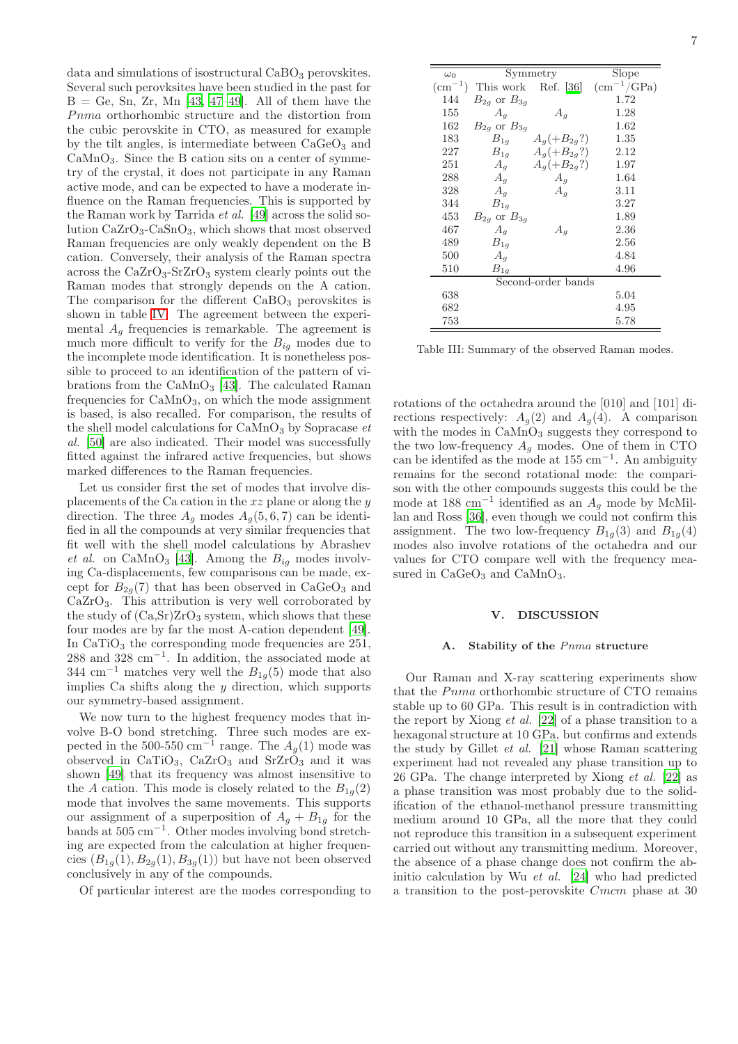data and simulations of isostructural $CaBO_3$ perovskites. Several such perovksites have been studied in the past for B = Ge, Sn, Zr, Mn [43, 47–49]. All of them have the *Pnma* orthorhombic structure and the distortion from the cubic perovskite in CTO, as measured for example by the tilt angles, is intermediate between $CaGeO_3$ and $CaMnO_3$. Since the B cation sits on a center of symmetry of the crystal, it does not participate in any Raman active mode, and can be expected to have a moderate influence on the Raman frequencies. This is supported by the Raman work by Tarrida *et al.* [49] across the solid solution $CaZrO_3$-$CaSnO_3$, which shows that most observed Raman frequencies are only weakly dependent on the B cation. Conversely, their analysis of the Raman spectra across the $CaZrO_3$-$SrZrO_3$ system clearly points out the Raman modes that strongly depends on the A cation. The comparison for the different $CaBO_3$ perovskites is shown in table IV. The agreement between the experimental $A_g$ frequencies is remarkable. The agreement is much more difficult to verify for the $B_{ig}$ modes due to the incomplete mode identification. It is nonetheless possible to proceed to an identification of the pattern of vibrations from the $CaMnO_3$ [43]. The calculated Raman frequencies for $CaMnO_3$, on which the mode assignment is based, is also recalled. For comparison, the results of the shell model calculations for $CaMnO_3$ by Sopracase *et al.* [50] are also indicated. Their model was successfully fitted against the infrared active frequencies, but shows marked differences to the Raman frequencies.

Let us consider first the set of modes that involve displacements of the Ca cation in the $xz$ plane or along the $y$ direction. The three $A_g$ modes $A_g(5,6,7)$ can be identified in all the compounds at very similar frequencies that fit well with the shell model calculations by Abrashev *et al.* on $CaMnO_3$ [43]. Among the $B_{ig}$ modes involving Ca-displacements, few comparisons can be made, except for $B_{2g}(7)$ that has been observed in $CaGeO_3$ and $CaZrO_3$. This attribution is very well corroborated by the study of (Ca,Sr)$ZrO_3$ system, which shows that these four modes are by far the most A-cation dependent [49]. In $CaTiO_3$ the corresponding mode frequencies are 251, 288 and 328 $cm^{-1}$. In addition, the associated mode at 344 $cm^{-1}$ matches very well the $B_{1g}(5)$ mode that also implies Ca shifts along the $y$ direction, which supports our symmetry-based assignment.

We now turn to the highest frequency modes that involve B-O bond stretching. Three such modes are expected in the 500-550 $cm^{-1}$ range. The $A_g(1)$ mode was observed in $CaTiO_3$, $CaZrO_3$ and $SrZrO_3$ and it was shown [49] that its frequency was almost insensitive to the $A$ cation. This mode is closely related to the $B_{1g}(2)$ mode that involves the same movements. This supports our assignment of a superposition of $A_g + B_{1g}$ for the bands at 505 $cm^{-1}$. Other modes involving bond stretching are expected from the calculation at higher frequencies ($B_{1g}(1), B_{2g}(1), B_{3g}(1)$) but have not been observed conclusively in any of the compounds.

Of particular interest are the modes corresponding to rotations of the octahedra around the [010] and [101] directions respectively: $A_g(2)$ and $A_g(4)$. A comparison with the modes in $CaMnO_3$ suggests they correspond to the two low-frequency $A_g$ modes. One of them in CTO can be identifed as the mode at 155 $cm^{-1}$. An ambiguity remains for the second rotational mode: the comparison with the other compounds suggests this could be the mode at 188 $cm^{-1}$ identified as an $A_g$ mode by McMillan and Ross [36], even though we could not confirm this assignment. The two low-frequency $B_{1g}(3)$ and $B_{1g}(4)$ modes also involve rotations of the octahedra and our values for CTO compare well with the frequency measured in $CaGeO_3$ and $CaMnO_3$.

| $\omega_0$ ($cm^{-1}$) | Symmetry This work | Symmetry Ref. [36] | Slope ($cm^{-1}$/GPa) |
|---|---|---|---|
| 144 | $B_{2g}$ or $B_{3g}$ | | 1.72 |
| 155 | $A_g$ | $A_g$ | 1.28 |
| 162 | $B_{2g}$ or $B_{3g}$ | | 1.62 |
| 183 | $B_{1g}$ | $A_g(+B_{2g}?)$ | 1.35 |
| 227 | $B_{1g}$ | $A_g(+B_{2g}?)$ | 2.12 |
| 251 | $A_g$ | $A_g(+B_{2g}?)$ | 1.97 |
| 288 | $A_g$ | $A_g$ | 1.64 |
| 328 | $A_g$ | $A_g$ | 3.11 |
| 344 | $B_{1g}$ | | 3.27 |
| 453 | $B_{2g}$ or $B_{3g}$ | | 1.89 |
| 467 | $A_g$ | $A_g$ | 2.36 |
| 489 | $B_{1g}$ | | 2.56 |
| 500 | $A_g$ | | 4.84 |
| 510 | $B_{1g}$ | | 4.96 |
| Second-order bands | | | |
| 638 | | | 5.04 |
| 682 | | | 4.95 |
| 753 | | | 5.78 |

Table III: Summary of the observed Raman modes.

## V. DISCUSSION

### A. Stability of the *Pnma* structure

Our Raman and X-ray scattering experiments show that the *Pnma* orthorhombic structure of CTO remains stable up to 60 GPa. This result is in contradiction with the report by Xiong *et al.* [22] of a phase transition to a hexagonal structure at 10 GPa, but confirms and extends the study by Gillet *et al.* [21] whose Raman scattering experiment had not revealed any phase transition up to 26 GPa. The change interpreted by Xiong *et al.* [22] as a phase transition was most probably due to the solidification of the ethanol-methanol pressure transmitting medium around 10 GPa, all the more that they could not reproduce this transition in a subsequent experiment carried out without any transmitting medium. Moreover, the absence of a phase change does not confirm the ab-initio calculation by Wu *et al.* [24] who had predicted a transition to the post-perovskite *Cmcm* phase at 30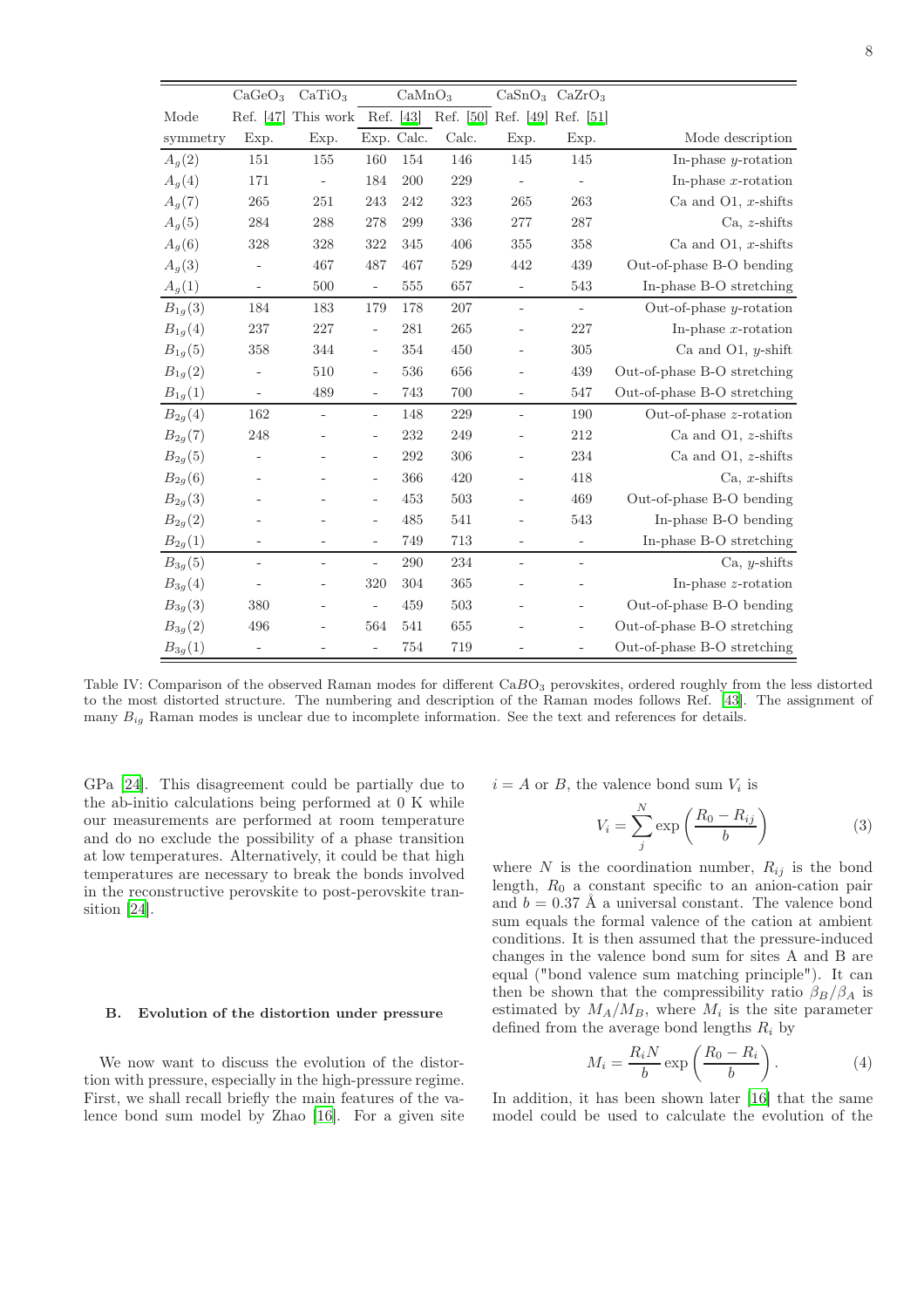| | $CaGeO_3$ | $CaTiO_3$ | $CaMnO_3$ | | | $CaSnO_3$ | $CaZrO_3$ | |
|---|---|---|---|---|---|---|---|---|
| Mode | Ref. [47] | This work | Ref. [43] | | Ref. [50] | Ref. [49] | Ref. [51] | |
| symmetry | Exp. | Exp. | Exp. | Calc. | Calc. | Exp. | Exp. | Mode description |
| $A_g(2)$ | 151 | 155 | 160 | 154 | 146 | 145 | 145 | In-phase $y$-rotation |
| $A_g(4)$ | 171 | - | 184 | 200 | 229 | - | - | In-phase $x$-rotation |
| $A_g(7)$ | 265 | 251 | 243 | 242 | 323 | 265 | 263 | Ca and O1, $x$-shifts |
| $A_g(5)$ | 284 | 288 | 278 | 299 | 336 | 277 | 287 | Ca, $z$-shifts |
| $A_g(6)$ | 328 | 328 | 322 | 345 | 406 | 355 | 358 | Ca and O1, $x$-shifts |
| $A_g(3)$ | - | 467 | 487 | 467 | 529 | 442 | 439 | Out-of-phase B-O bending |
| $A_g(1)$ | - | 500 | - | 555 | 657 | - | 543 | In-phase B-O stretching |
| $B_{1g}(3)$ | 184 | 183 | 179 | 178 | 207 | - | - | Out-of-phase $y$-rotation |
| $B_{1g}(4)$ | 237 | 227 | - | 281 | 265 | - | 227 | In-phase $x$-rotation |
| $B_{1g}(5)$ | 358 | 344 | - | 354 | 450 | - | 305 | Ca and O1, $y$-shift |
| $B_{1g}(2)$ | - | 510 | - | 536 | 656 | - | 439 | Out-of-phase B-O bending |
| $B_{1g}(1)$ | - | 489 | - | 743 | 700 | - | 547 | Out-of-phase B-O stretching |
| $B_{2g}(4)$ | 162 | - | - | 148 | 229 | - | 190 | Out-of-phase $z$-rotation |
| $B_{2g}(7)$ | 248 | - | - | 232 | 249 | - | 212 | Ca and O1, $z$-shifts |
| $B_{2g}(5)$ | - | - | - | 292 | 306 | - | 234 | Ca and O1, $z$-shifts |
| $B_{2g}(6)$ | - | - | - | 366 | 420 | - | 418 | Ca, $x$-shifts |
| $B_{2g}(3)$ | - | - | - | 453 | 503 | - | 469 | Out-of-phase B-O bending |
| $B_{2g}(2)$ | - | - | - | 485 | 541 | - | 543 | In-phase B-O bending |
| $B_{2g}(1)$ | - | - | - | 749 | 713 | - | - | In-phase B-O stretching |
| $B_{3g}(5)$ | - | - | - | 290 | 234 | - | - | Ca, $y$-shifts |
| $B_{3g}(4)$ | - | - | 320 | 304 | 365 | - | - | In-phase $z$-rotation |
| $B_{3g}(3)$ | 380 | - | - | 459 | 503 | - | - | Out-of-phase B-O bending |
| $B_{3g}(2)$ | 496 | - | 564 | 541 | 655 | - | - | Out-of-phase B-O stretching |
| $B_{3g}(1)$ | - | - | - | 754 | 719 | - | - | Out-of-phase B-O stretching |

Table IV: Comparison of the observed Raman modes for different $CaBO_3$ perovskites, ordered roughly from the less distorted to the most distorted structure. The numbering and description of the Raman modes follows Ref. [43]. The assignment of many $B_{ig}$ Raman modes is unclear due to incomplete information. See the text and references for details.

GPa [24]. This disagreement could be partially due to the ab-initio calculations being performed at 0 K while our measurements are performed at room temperature and do no exclude the possibility of a phase transition at low temperatures. Alternatively, it could be that high temperatures are necessary to break the bonds involved in the reconstructive perovskite to post-perovskite transition [24].

### B. Evolution of the distortion under pressure

We now want to discuss the evolution of the distortion with pressure, especially in the high-pressure regime. First, we shall recall briefly the main features of the valence bond sum model by Zhao [16]. For a given site $i = A$ or $B$, the valence bond sum $V_i$ is

$$V_i = \sum_j^N \exp\left(\frac{R_0 - R_{ij}}{b}\right) \tag{3}$$

where $N$ is the coordination number, $R_{ij}$ is the bond length, $R_0$ a constant specific to an anion-cation pair and $b = 0.37$ Å a universal constant. The valence bond sum equals the formal valence of the cation at ambient conditions. It is then assumed that the pressure-induced changes in the valence bond sum for sites A and B are equal ("bond valence sum matching principle"). It can then be shown that the compressibility ratio $\beta_B/\beta_A$ is estimated by $M_A/M_B$, where $M_i$ is the site parameter defined from the average bond lengths $R_i$ by

$$M_i = \frac{R_i N}{b} \exp\left(\frac{R_0 - R_i}{b}\right). \tag{4}$$

In addition, it has been shown later [16] that the same model could be used to calculate the evolution of the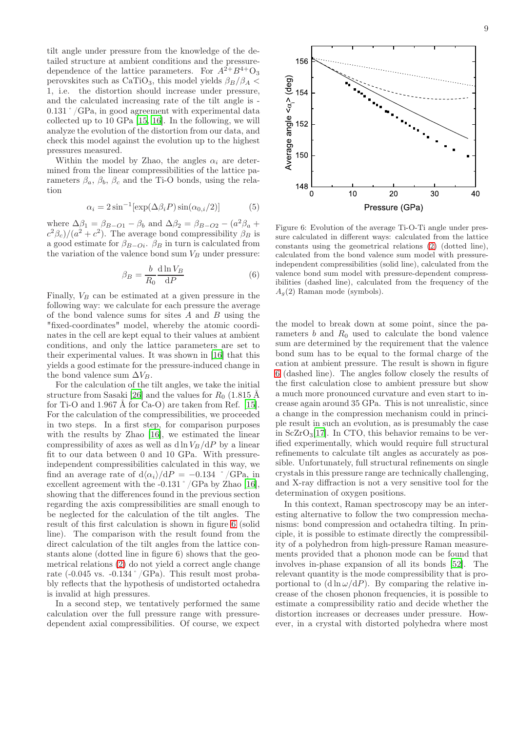tilt angle under pressure from the knowledge of the detailed structure at ambient conditions and the pressure-dependence of the lattice parameters. For $A^{2+}B^{4+}O_3$ perovskites such as $CaTiO_3$, this model yields $\beta_B/\beta_A < 1$, i.e. the distortion should increase under pressure, and the calculated increasing rate of the tilt angle is -0.131 °/GPa, in good agreement with experimental data collected up to 10 GPa [15, 16]. In the following, we will analyze the evolution of the distortion from our data, and check this model against the evolution up to the highest pressures measured.

Within the model by Zhao, the angles $\alpha_i$ are determined from the linear compressibilities of the lattice parameters $\beta_a$, $\beta_b$, $\beta_c$ and the Ti-O bonds, using the relation

$$\alpha_i = 2\sin^{-1}[\exp(\Delta\beta_i P)\sin(\alpha_{0,i}/2)] \tag{5}$$

where $\Delta\beta_1 = \beta_{B-O1} - \beta_b$ and $\Delta\beta_2 = \beta_{B-O2} - (a^2\beta_a + c^2\beta_c)/(a^2+c^2)$. The average bond compressibility $\beta_B$ is a good estimate for $\beta_{B-Oi}$. $\beta_B$ in turn is calculated from the variation of the valence bond sum $V_B$ under pressure:

$$\beta_B = \frac{b}{R_0}\frac{\mathrm{d}\ln V_B}{\mathrm{d}P} \tag{6}$$

Finally, $V_B$ can be estimated at a given pressure in the following way: we calculate for each pressure the average of the bond valence sums for sites $A$ and $B$ using the "fixed-coordinates" model, whereby the atomic coordinates in the cell are kept equal to their values at ambient conditions, and only the lattice parameters are set to their experimental values. It was shown in [16] that this yields a good estimate for the pressure-induced change in the bond valence sum $\Delta V_B$.

For the calculation of the tilt angles, we take the initial structure from Sasaki [26] and the values for $R_0$ (1.815 Å for Ti-O and 1.967 Å for Ca-O) are taken from Ref. [15]. For the calculation of the compressibilities, we proceeded in two steps. In a first step, for comparison purposes with the results by Zhao [16], we estimated the linear compressibility of axes as well as $\mathrm{d}\ln V_B/\mathrm{d}P$ by a linear fit to our data between 0 and 10 GPa. With pressure-independent compressibilities calculated in this way, we find an average rate of $\mathrm{d}\langle\alpha_i\rangle/\mathrm{d}P = -0.134$ °/GPa, in excellent agreement with the -0.131 °/GPa by Zhao [16], showing that the differences found in the previous section regarding the axis compressibilities are small enough to be neglected for the calculation of the tilt angles. The result of this first calculation is shown in figure 6 (solid line). The comparison with the result found from the direct calculation of the tilt angles from the lattice constants alone (dotted line in figure 6) shows that the geometrical relations (2) do not yield a correct angle change rate (-0.045 vs. -0.134 °/GPa). This result most probably reflects that the hypothesis of undistorted octahedra is invalid at high pressures.

In a second step, we tentatively performed the same calculation over the full pressure range with pressure-dependent axial compressibilities. Of course, we expect the model to break down at some point, since the parameters $b$ and $R_0$ used to calculate the bond valence sum are determined by the requirement that the valence bond sum has to be equal to the formal charge of the cation at ambient pressure. The result is shown in figure 6 (dashed line). The angles follow closely the results of the first calculation close to ambient pressure but show a much more pronounced curvature and even start to increase again around 35 GPa. This is not unrealistic, since a change in the compression mechanism could in principle result in such an evolution, as is presumably the case in $ScZrO_3$[17]. In CTO, this behavior remains to be verified experimentally, which would require full structural refinements to calculate tilt angles as accurately as possible. Unfortunately, full structural refinements on single crystals in this pressure range are technically challenging, and X-ray diffraction is not a very sensitive tool for the determination of oxygen positions.

Figure 6: Evolution of the average Ti-O-Ti angle under pressure calculated in different ways: calculated from the lattice constants using the geometrical relations (2) (dotted line), calculated from the bond valence sum model with pressure-independent compressibilities (solid line), calculated from the valence bond sum model with pressure-dependent compressibilities (dashed line), calculated from the frequency of the $A_g(2)$ Raman mode (symbols).

In this context, Raman spectroscopy may be an interesting alternative to follow the two compression mechanisms: bond compression and octahedra tilting. In principle, it is possible to estimate directly the compressibility of a polyhedron from high-pressure Raman measurements provided that a phonon mode can be found that involves in-phase expansion of all its bonds [52]. The relevant quantity is the mode compressibility that is proportional to $(\mathrm{d}\ln\omega/\mathrm{d}P)$. By comparing the relative increase of the chosen phonon frequencies, it is possible to estimate a compressibility ratio and decide whether the distortion increases or decreases under pressure. However, in a crystal with distorted polyhedra where most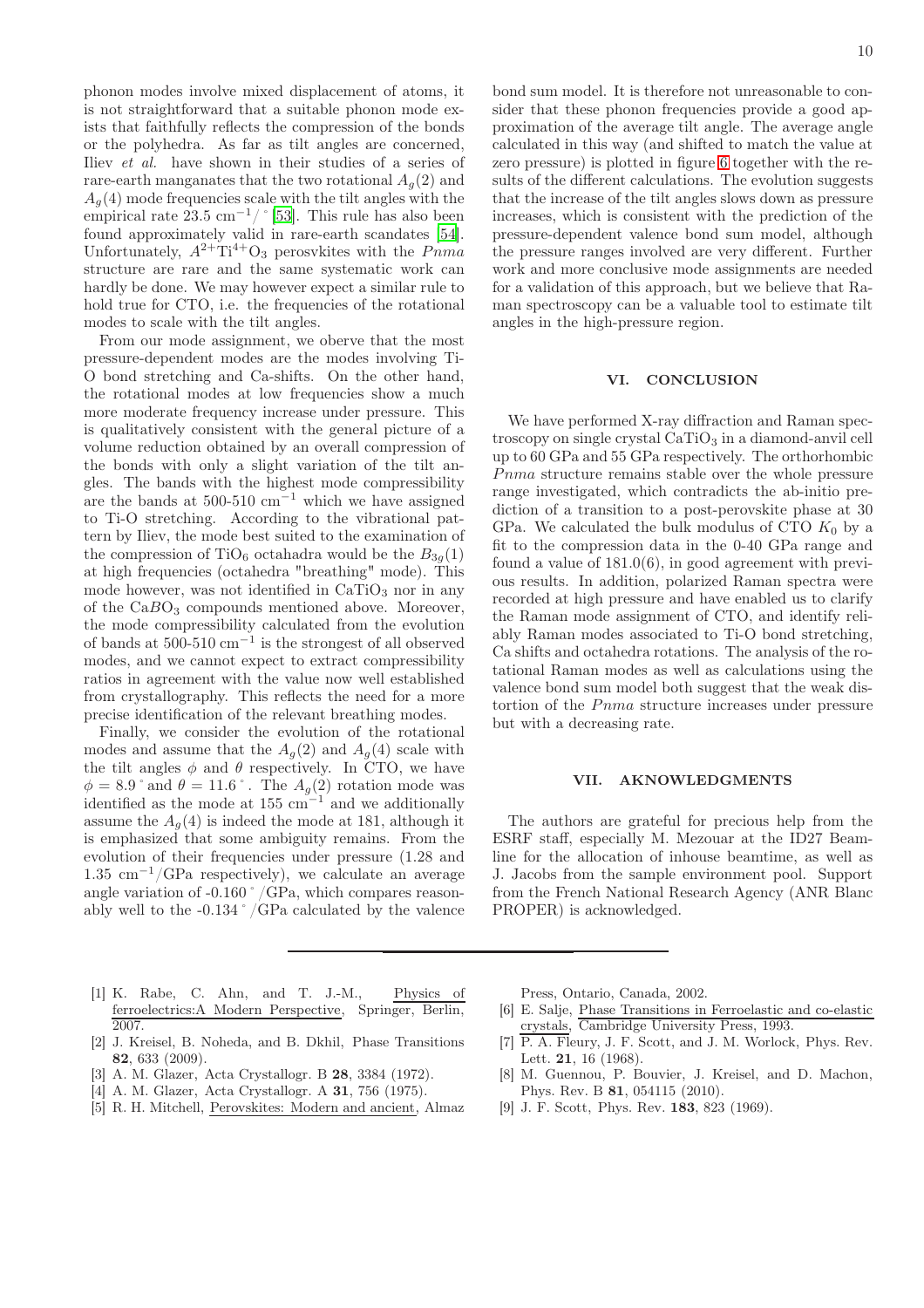phonon modes involve mixed displacement of atoms, it is not straightforward that a suitable phonon mode exists that faithfully reflects the compression of the bonds or the polyhedra. As far as tilt angles are concerned, Iliev *et al.* have shown in their studies of a series of rare-earth manganates that the two rotational $A_g(2)$ and $A_g(4)$ mode frequencies scale with the tilt angles with the empirical rate 23.5 $cm^{-1}/^\circ$ [53]. This rule has also been found approximately valid in rare-earth scandates [54]. Unfortunately, $A^{2+}Ti^{4+}O_3$ perosvkites with the *Pnma* structure are rare and the same systematic work can hardly be done. We may however expect a similar rule to hold true for CTO, i.e. the frequencies of the rotational modes to scale with the tilt angles.

From our mode assignment, we oberve that the most pressure-dependent modes are the modes involving Ti-O bond stretching and Ca-shifts. On the other hand, the rotational modes at low frequencies show a much more moderate frequency increase under pressure. This is qualitatively consistent with the general picture of a volume reduction obtained by an overall compression of the bonds with only a slight variation of the tilt angles. The bands with the highest mode compressibility are the bands at 500-510 $cm^{-1}$ which we have assigned to Ti-O stretching. According to the vibrational pattern by Iliev, the mode best suited to the examination of the compression of $TiO_6$ octahadra would be the $B_{3g}(1)$ at high frequencies (octahedra "breathing" mode). This mode however, was not identified in $CaTiO_3$ nor in any of the $CaBO_3$ compounds mentioned above. Moreover, the mode compressibility calculated from the evolution of bands at 500-510 $cm^{-1}$ is the strongest of all observed modes, and we cannot expect to extract compressibility ratios in agreement with the value now well established from crystallography. This reflects the need for a more precise identification of the relevant breathing modes.

Finally, we consider the evolution of the rotational modes and assume that the $A_g(2)$ and $A_g(4)$ scale with the tilt angles $\phi$ and $\theta$ respectively. In CTO, we have $\phi = 8.9^\circ$ and $\theta = 11.6^\circ$. The $A_g(2)$ rotation mode was identified as the mode at 155 $cm^{-1}$ and we additionally assume the $A_g(4)$ is indeed the mode at 181, although it is emphasized that some ambiguity remains. From the evolution of their frequencies under pressure (1.28 and 1.35 $cm^{-1}$/GPa respectively), we calculate an average angle variation of -0.160$^\circ$/GPa, which compares reasonably well to the -0.134$^\circ$/GPa calculated by the valence bond sum model. It is therefore not unreasonable to consider that these phonon frequencies provide a good approximation of the average tilt angle. The average angle calculated in this way (and shifted to match the value at zero pressure) is plotted in figure 6 together with the results of the different calculations. The evolution suggests that the increase of the tilt angles slows down as pressure increases, which is consistent with the prediction of the pressure-dependent valence bond sum model, although the pressure ranges involved are very different. Further work and more conclusive mode assignments are needed for a validation of this approach, but we believe that Raman spectroscopy can be a valuable tool to estimate tilt angles in the high-pressure region.

## VI. CONCLUSION

We have performed X-ray diffraction and Raman spectroscopy on single crystal $CaTiO_3$ in a diamond-anvil cell up to 60 GPa and 55 GPa respectively. The orthorhombic *Pnma* structure remains stable over the whole pressure range investigated, which contradicts the ab-initio prediction of a transition to a post-perovskite phase at 30 GPa. We calculated the bulk modulus of CTO $K_0$ by a fit to the compression data in the 0-40 GPa range and found a value of 181.0(6), in good agreement with previous results. In addition, polarized Raman spectra were recorded at high pressure and have enabled us to clarify the Raman mode assignment of CTO, and identify reliably Raman modes associated to Ti-O bond stretching, Ca shifts and octahedra rotations. The analysis of the rotational Raman modes as well as calculations using the valence bond sum model both suggest that the weak distortion of the *Pnma* structure increases under pressure but with a decreasing rate.

## VII. AKNOWLEDGMENTS

The authors are grateful for precious help from the ESRF staff, especially M. Mezouar at the ID27 Beamline for the allocation of inhouse beamtime, as well as J. Jacobs from the sample environment pool. Support from the French National Research Agency (ANR Blanc PROPER) is acknowledged.

---

[1] K. Rabe, C. Ahn, and T. J.-M., Physics of ferroelectrics:A Modern Perspective, Springer, Berlin, 2007.

[2] J. Kreisel, B. Noheda, and B. Dkhil, Phase Transitions **82**, 633 (2009).

[3] A. M. Glazer, Acta Crystallogr. B **28**, 3384 (1972).

[4] A. M. Glazer, Acta Crystallogr. A **31**, 756 (1975).

[5] R. H. Mitchell, Perovskites: Modern and ancient, Almaz Press, Ontario, Canada, 2002.

[6] E. Salje, Phase Transitions in Ferroelastic and co-elastic crystals, Cambridge University Press, 1993.

[7] P. A. Fleury, J. F. Scott, and J. M. Worlock, Phys. Rev. Lett. **21**, 16 (1968).

[8] M. Guennou, P. Bouvier, J. Kreisel, and D. Machon, Phys. Rev. B **81**, 054115 (2010).

[9] J. F. Scott, Phys. Rev. **183**, 823 (1969).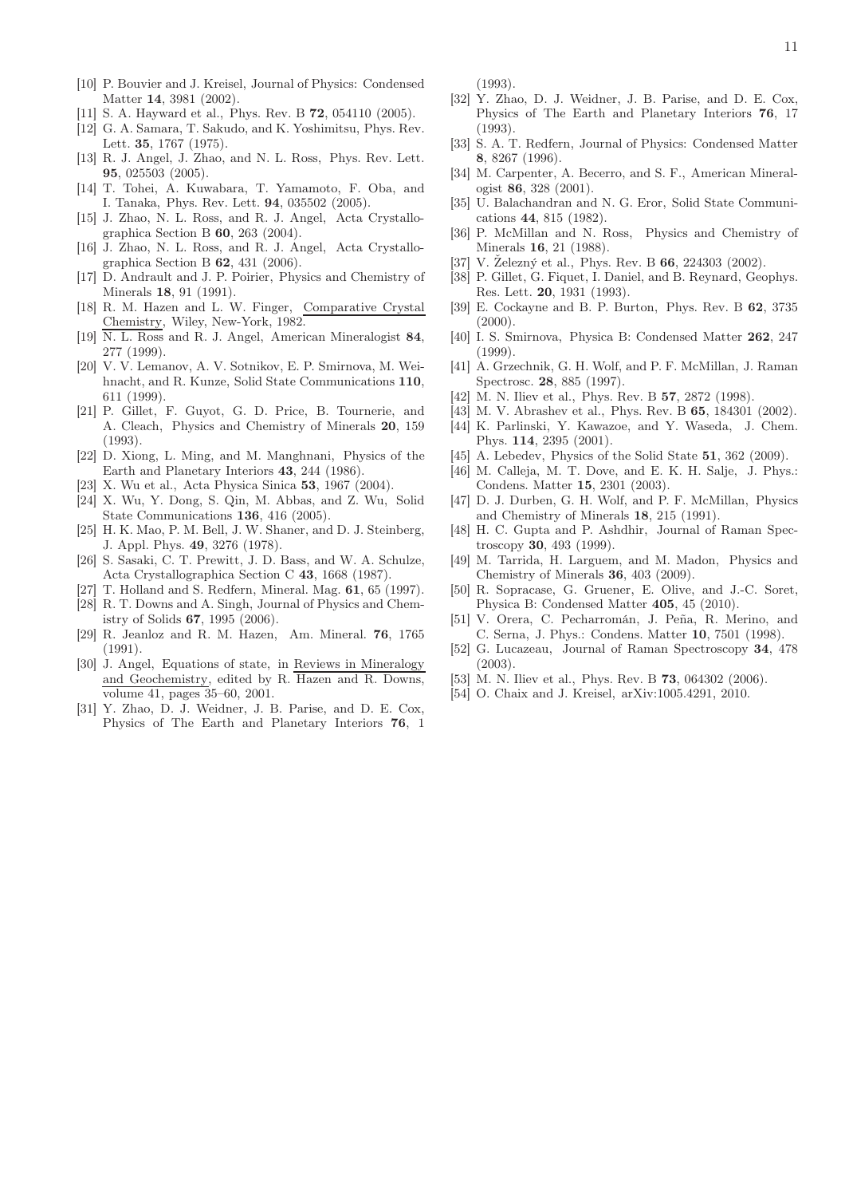[10] P. Bouvier and J. Kreisel, Journal of Physics: Condensed Matter **14**, 3981 (2002).

[11] S. A. Hayward et al., Phys. Rev. B **72**, 054110 (2005).

[12] G. A. Samara, T. Sakudo, and K. Yoshimitsu, Phys. Rev. Lett. **35**, 1767 (1975).

[13] R. J. Angel, J. Zhao, and N. L. Ross, Phys. Rev. Lett. **95**, 025503 (2005).

[14] T. Tohei, A. Kuwabara, T. Yamamoto, F. Oba, and I. Tanaka, Phys. Rev. Lett. **94**, 035502 (2005).

[15] J. Zhao, N. L. Ross, and R. J. Angel, Acta Crystallographica Section B **60**, 263 (2004).

[16] J. Zhao, N. L. Ross, and R. J. Angel, Acta Crystallographica Section B **62**, 431 (2006).

[17] D. Andrault and J. P. Poirier, Physics and Chemistry of Minerals **18**, 91 (1991).

[18] R. M. Hazen and L. W. Finger, Comparative Crystal Chemistry, Wiley, New-York, 1982.

[19] N. L. Ross and R. J. Angel, American Mineralogist **84**, 277 (1999).

[20] V. V. Lemanov, A. V. Sotnikov, E. P. Smirnova, M. Weihnacht, and R. Kunze, Solid State Communications **110**, 611 (1999).

[21] P. Gillet, F. Guyot, G. D. Price, B. Tournerie, and A. Cleach, Physics and Chemistry of Minerals **20**, 159 (1993).

[22] D. Xiong, L. Ming, and M. Manghnani, Physics of the Earth and Planetary Interiors **43**, 244 (1986).

[23] X. Wu et al., Acta Physica Sinica **53**, 1967 (2004).

[24] X. Wu, Y. Dong, S. Qin, M. Abbas, and Z. Wu, Solid State Communications **136**, 416 (2005).

[25] H. K. Mao, P. M. Bell, J. W. Shaner, and D. J. Steinberg, J. Appl. Phys. **49**, 3276 (1978).

[26] S. Sasaki, C. T. Prewitt, J. D. Bass, and W. A. Schulze, Acta Crystallographica Section C **43**, 1668 (1987).

[27] T. Holland and S. Redfern, Mineral. Mag. **61**, 65 (1997).

[28] R. T. Downs and A. Singh, Journal of Physics and Chemistry of Solids **67**, 1995 (2006).

[29] R. Jeanloz and R. M. Hazen, Am. Mineral. **76**, 1765 (1991).

[30] J. Angel, Equations of state, in Reviews in Mineralogy and Geochemistry, edited by R. Hazen and R. Downs, volume 41, pages 35–60, 2001.

[31] Y. Zhao, D. J. Weidner, J. B. Parise, and D. E. Cox, Physics of The Earth and Planetary Interiors **76**, 1 (1993).

[32] Y. Zhao, D. J. Weidner, J. B. Parise, and D. E. Cox, Physics of The Earth and Planetary Interiors **76**, 17 (1993).

[33] S. A. T. Redfern, Journal of Physics: Condensed Matter **8**, 8267 (1996).

[34] M. Carpenter, A. Becerro, and S. F., American Mineralogist **86**, 328 (2001).

[35] U. Balachandran and N. G. Eror, Solid State Communications **44**, 815 (1982).

[36] P. McMillan and N. Ross, Physics and Chemistry of Minerals **16**, 21 (1988).

[37] V. Železný et al., Phys. Rev. B **66**, 224303 (2002).

[38] P. Gillet, G. Fiquet, I. Daniel, and B. Reynard, Geophys. Res. Lett. **20**, 1931 (1993).

[39] E. Cockayne and B. P. Burton, Phys. Rev. B **62**, 3735 (2000).

[40] I. S. Smirnova, Physica B: Condensed Matter **262**, 247 (1999).

[41] A. Grzechnik, G. H. Wolf, and P. F. McMillan, J. Raman Spectrosc. **28**, 885 (1997).

[42] M. N. Iliev et al., Phys. Rev. B **57**, 2872 (1998).

[43] M. V. Abrashev et al., Phys. Rev. B **65**, 184301 (2002).

[44] K. Parlinski, Y. Kawazoe, and Y. Waseda, J. Chem. Phys. **114**, 2395 (2001).

[45] A. Lebedev, Physics of the Solid State **51**, 362 (2009).

[46] M. Calleja, M. T. Dove, and E. K. H. Salje, J. Phys.: Condens. Matter **15**, 2301 (2003).

[47] D. J. Durben, G. H. Wolf, and P. F. McMillan, Physics and Chemistry of Minerals **18**, 215 (1991).

[48] H. C. Gupta and P. Ashdhir, Journal of Raman Spectroscopy **30**, 493 (1999).

[49] M. Tarrida, H. Larguem, and M. Madon, Physics and Chemistry of Minerals **36**, 403 (2009).

[50] R. Sopracase, G. Gruener, E. Olive, and J.-C. Soret, Physica B: Condensed Matter **405**, 45 (2010).

[51] V. Orera, C. Pecharromán, J. Peña, R. Merino, and C. Serna, J. Phys.: Condens. Matter **10**, 7501 (1998).

[52] G. Lucazeau, Journal of Raman Spectroscopy **34**, 478 (2003).

[53] M. N. Iliev et al., Phys. Rev. B **73**, 064302 (2006).

[54] O. Chaix and J. Kreisel, arXiv:1005.4291, 2010.